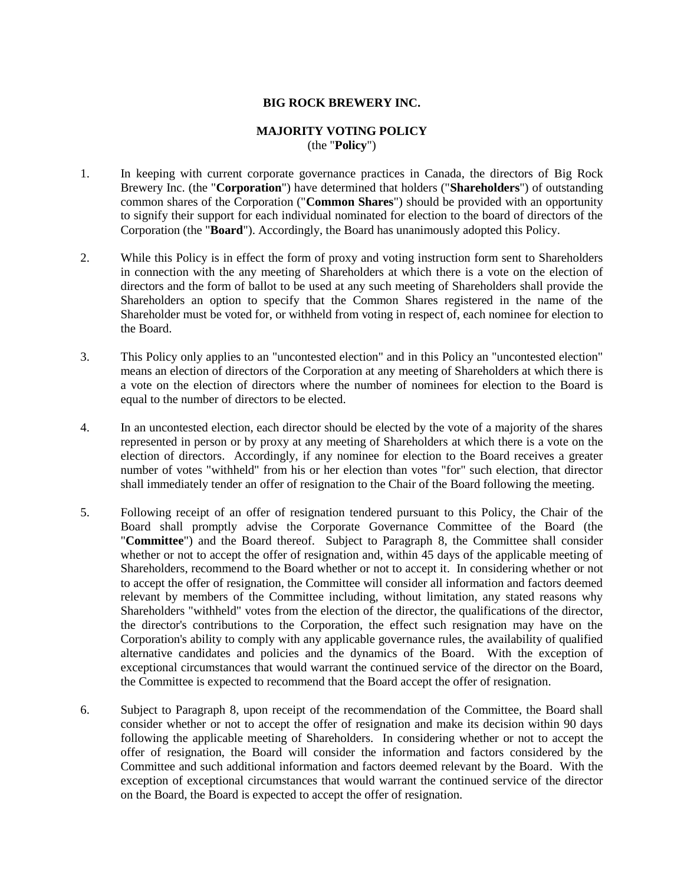**BIG ROCK BREWERY INC.**

**MAJORITY VOTING POLICY**
(the "**Policy**")

1. In keeping with current corporate governance practices in Canada, the directors of Big Rock Brewery Inc. (the "**Corporation**") have determined that holders ("**Shareholders**") of outstanding common shares of the Corporation ("**Common Shares**") should be provided with an opportunity to signify their support for each individual nominated for election to the board of directors of the Corporation (the "**Board**"). Accordingly, the Board has unanimously adopted this Policy.

2. While this Policy is in effect the form of proxy and voting instruction form sent to Shareholders in connection with the any meeting of Shareholders at which there is a vote on the election of directors and the form of ballot to be used at any such meeting of Shareholders shall provide the Shareholders an option to specify that the Common Shares registered in the name of the Shareholder must be voted for, or withheld from voting in respect of, each nominee for election to the Board.

3. This Policy only applies to an "uncontested election" and in this Policy an "uncontested election" means an election of directors of the Corporation at any meeting of Shareholders at which there is a vote on the election of directors where the number of nominees for election to the Board is equal to the number of directors to be elected.

4. In an uncontested election, each director should be elected by the vote of a majority of the shares represented in person or by proxy at any meeting of Shareholders at which there is a vote on the election of directors. Accordingly, if any nominee for election to the Board receives a greater number of votes "withheld" from his or her election than votes "for" such election, that director shall immediately tender an offer of resignation to the Chair of the Board following the meeting.

5. Following receipt of an offer of resignation tendered pursuant to this Policy, the Chair of the Board shall promptly advise the Corporate Governance Committee of the Board (the "**Committee**") and the Board thereof. Subject to Paragraph 8, the Committee shall consider whether or not to accept the offer of resignation and, within 45 days of the applicable meeting of Shareholders, recommend to the Board whether or not to accept it. In considering whether or not to accept the offer of resignation, the Committee will consider all information and factors deemed relevant by members of the Committee including, without limitation, any stated reasons why Shareholders "withheld" votes from the election of the director, the qualifications of the director, the director's contributions to the Corporation, the effect such resignation may have on the Corporation's ability to comply with any applicable governance rules, the availability of qualified alternative candidates and policies and the dynamics of the Board. With the exception of exceptional circumstances that would warrant the continued service of the director on the Board, the Committee is expected to recommend that the Board accept the offer of resignation.

6. Subject to Paragraph 8, upon receipt of the recommendation of the Committee, the Board shall consider whether or not to accept the offer of resignation and make its decision within 90 days following the applicable meeting of Shareholders. In considering whether or not to accept the offer of resignation, the Board will consider the information and factors considered by the Committee and such additional information and factors deemed relevant by the Board. With the exception of exceptional circumstances that would warrant the continued service of the director on the Board, the Board is expected to accept the offer of resignation.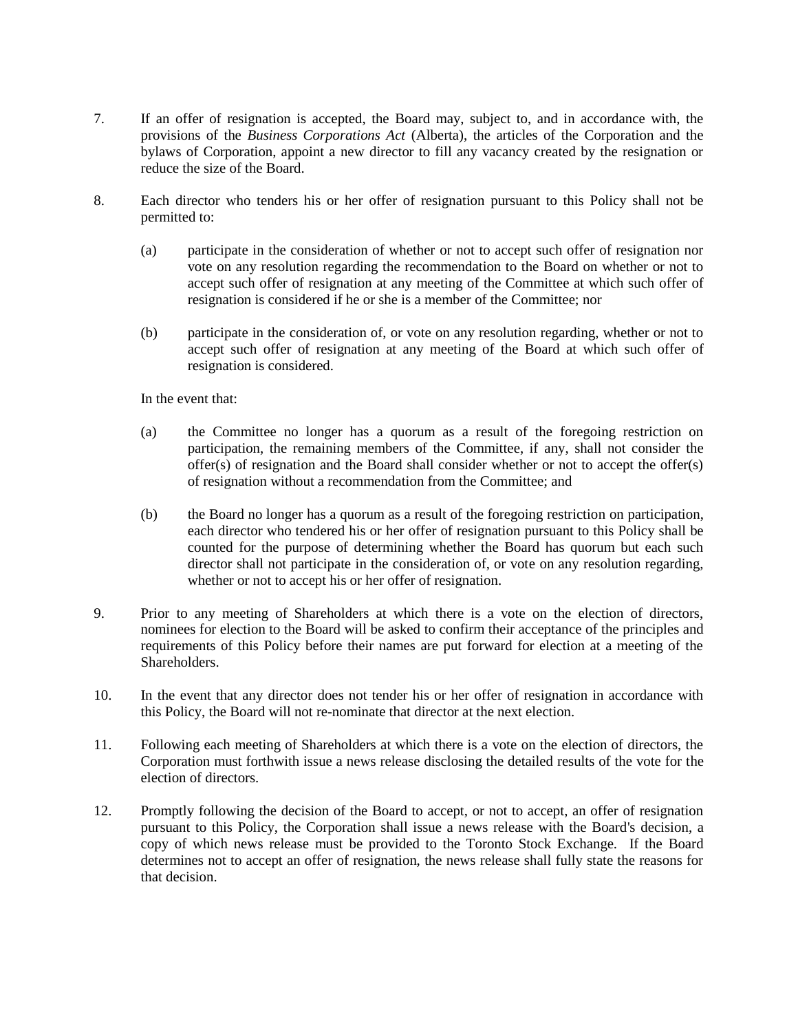7. If an offer of resignation is accepted, the Board may, subject to, and in accordance with, the provisions of the *Business Corporations Act* (Alberta), the articles of the Corporation and the bylaws of Corporation, appoint a new director to fill any vacancy created by the resignation or reduce the size of the Board.

8. Each director who tenders his or her offer of resignation pursuant to this Policy shall not be permitted to:

   (a) participate in the consideration of whether or not to accept such offer of resignation nor vote on any resolution regarding the recommendation to the Board on whether or not to accept such offer of resignation at any meeting of the Committee at which such offer of resignation is considered if he or she is a member of the Committee; nor

   (b) participate in the consideration of, or vote on any resolution regarding, whether or not to accept such offer of resignation at any meeting of the Board at which such offer of resignation is considered.

   In the event that:

   (a) the Committee no longer has a quorum as a result of the foregoing restriction on participation, the remaining members of the Committee, if any, shall not consider the offer(s) of resignation and the Board shall consider whether or not to accept the offer(s) of resignation without a recommendation from the Committee; and

   (b) the Board no longer has a quorum as a result of the foregoing restriction on participation, each director who tendered his or her offer of resignation pursuant to this Policy shall be counted for the purpose of determining whether the Board has quorum but each such director shall not participate in the consideration of, or vote on any resolution regarding, whether or not to accept his or her offer of resignation.

9. Prior to any meeting of Shareholders at which there is a vote on the election of directors, nominees for election to the Board will be asked to confirm their acceptance of the principles and requirements of this Policy before their names are put forward for election at a meeting of the Shareholders.

10. In the event that any director does not tender his or her offer of resignation in accordance with this Policy, the Board will not re-nominate that director at the next election.

11. Following each meeting of Shareholders at which there is a vote on the election of directors, the Corporation must forthwith issue a news release disclosing the detailed results of the vote for the election of directors.

12. Promptly following the decision of the Board to accept, or not to accept, an offer of resignation pursuant to this Policy, the Corporation shall issue a news release with the Board's decision, a copy of which news release must be provided to the Toronto Stock Exchange. If the Board determines not to accept an offer of resignation, the news release shall fully state the reasons for that decision.